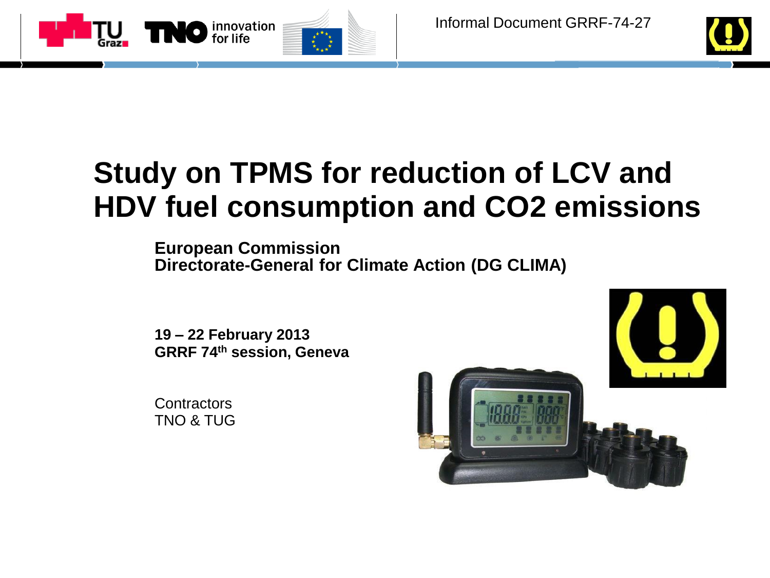Informal Document GRRF-74-27

# Study on TPMS for reduction of LCV and HDV fuel consumption and CO2 emissions

**European Commission**
**Directorate-General for Climate Action (DG CLIMA)**

**19 – 22 February 2013**
**GRRF 74th session, Geneva**

Contractors
TNO & TUG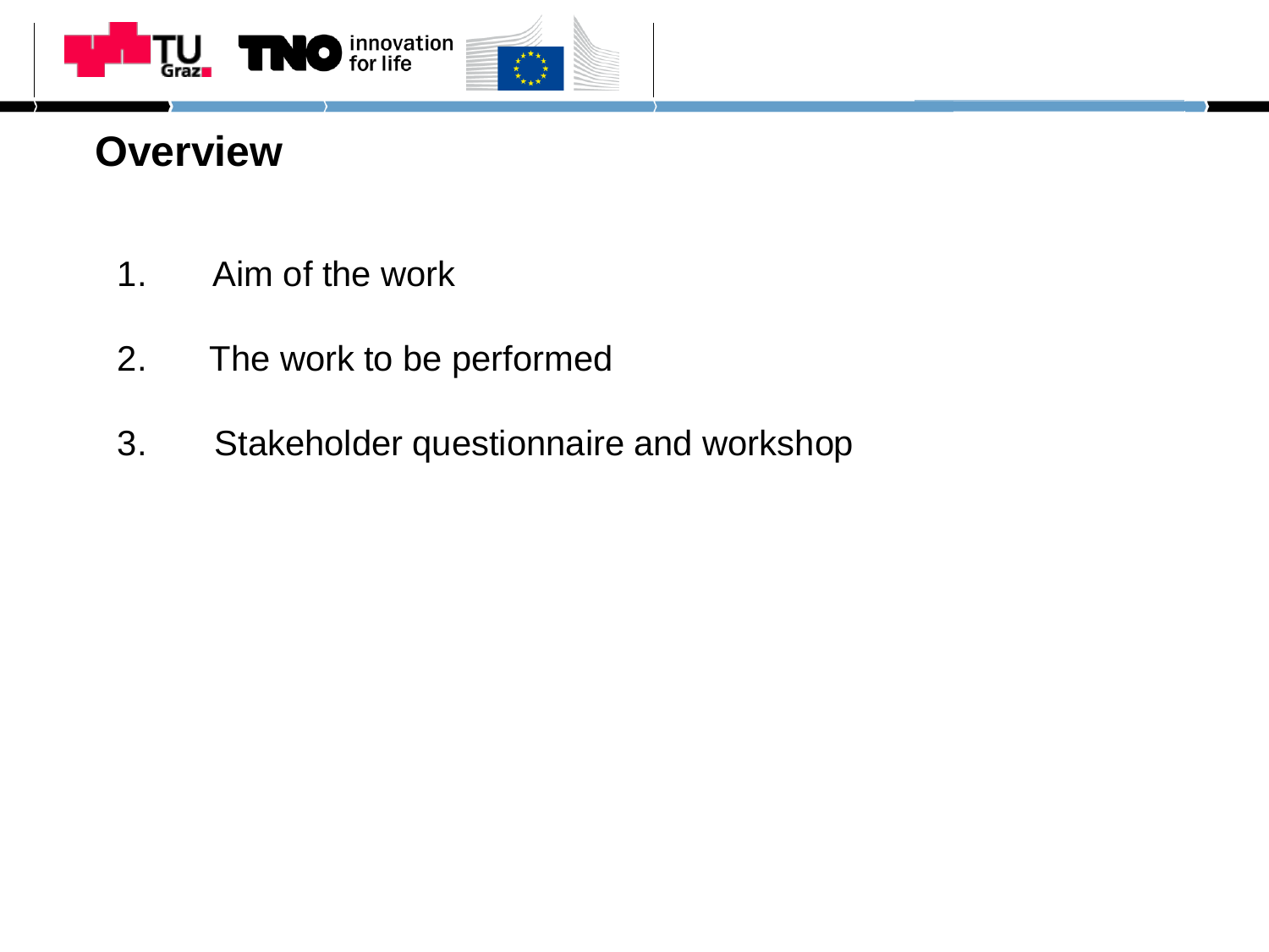# Overview

1. Aim of the work
2. The work to be performed
3. Stakeholder questionnaire and workshop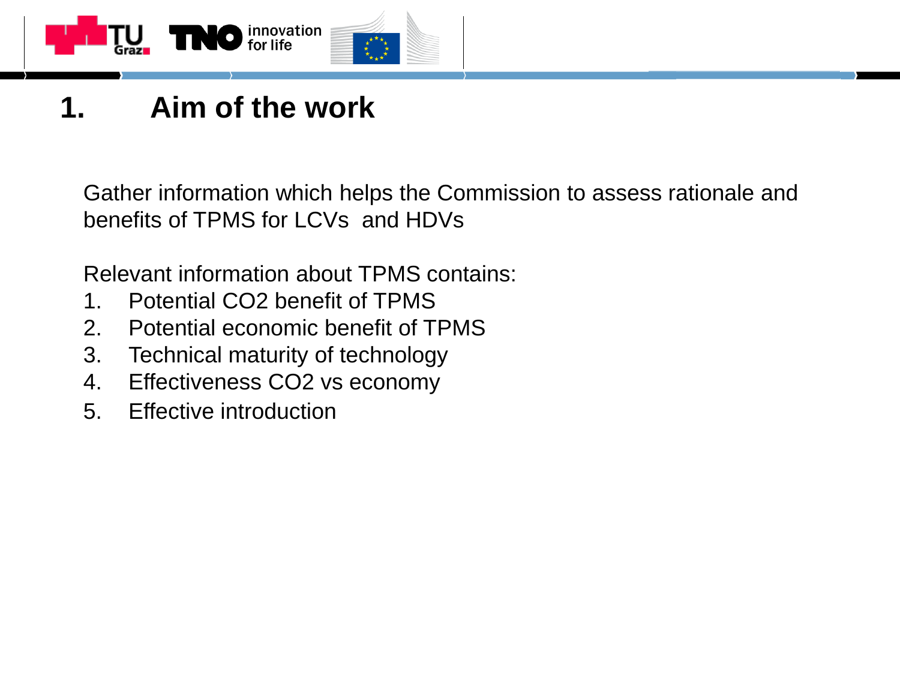# 1. Aim of the work

Gather information which helps the Commission to assess rationale and benefits of TPMS for LCVs and HDVs

Relevant information about TPMS contains:

1. Potential $CO_2$ benefit of TPMS
2. Potential economic benefit of TPMS
3. Technical maturity of technology
4. Effectiveness $CO_2$ vs economy
5. Effective introduction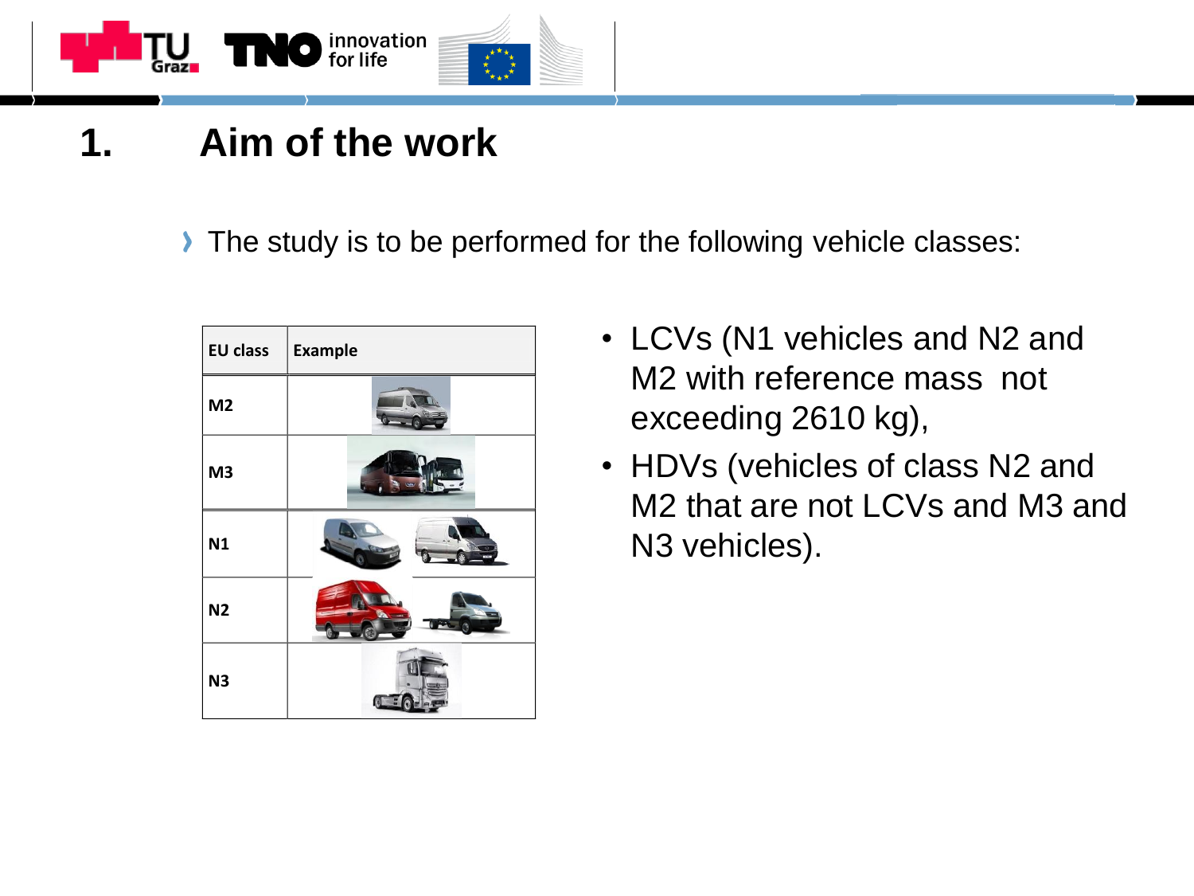# 1. Aim of the work

› The study is to be performed for the following vehicle classes:

| EU class | Example |
|---|---|
| M2 | |
| M3 | |
| N1 | |
| N2 | |
| N3 | |

- LCVs (N1 vehicles and N2 and M2 with reference mass not exceeding 2610 kg),
- HDVs (vehicles of class N2 and M2 that are not LCVs and M3 and N3 vehicles).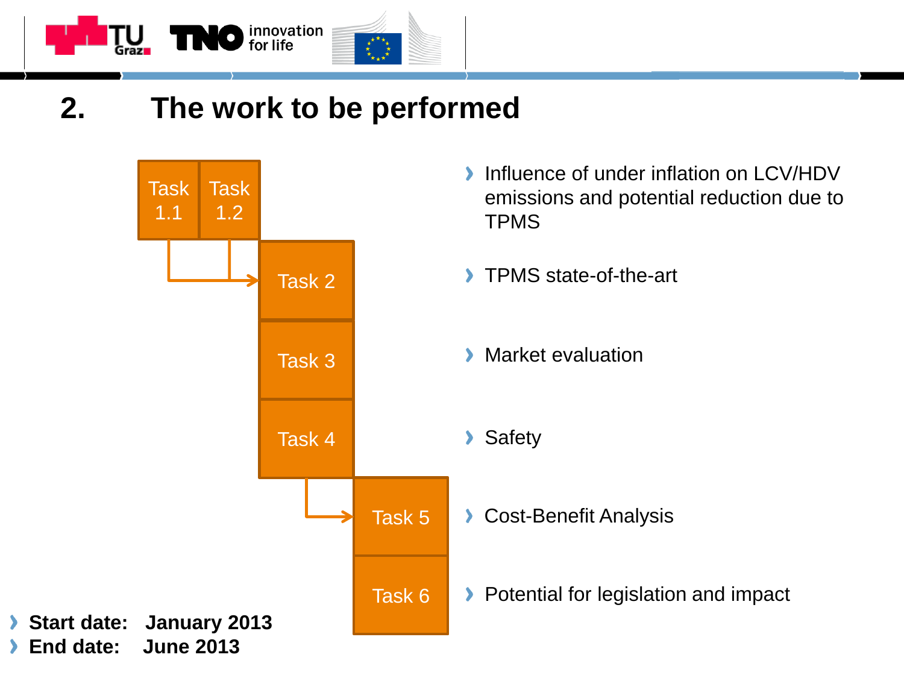# 2. The work to be performed

- Task 1.1 / Task 1.2 – Influence of under inflation on LCV/HDV emissions and potential reduction due to TPMS
- Task 2 – TPMS state-of-the-art
- Task 3 – Market evaluation
- Task 4 – Safety
- Task 5 – Cost-Benefit Analysis
- Task 6 – Potential for legislation and impact

- **Start date: January 2013**
- **End date: June 2013**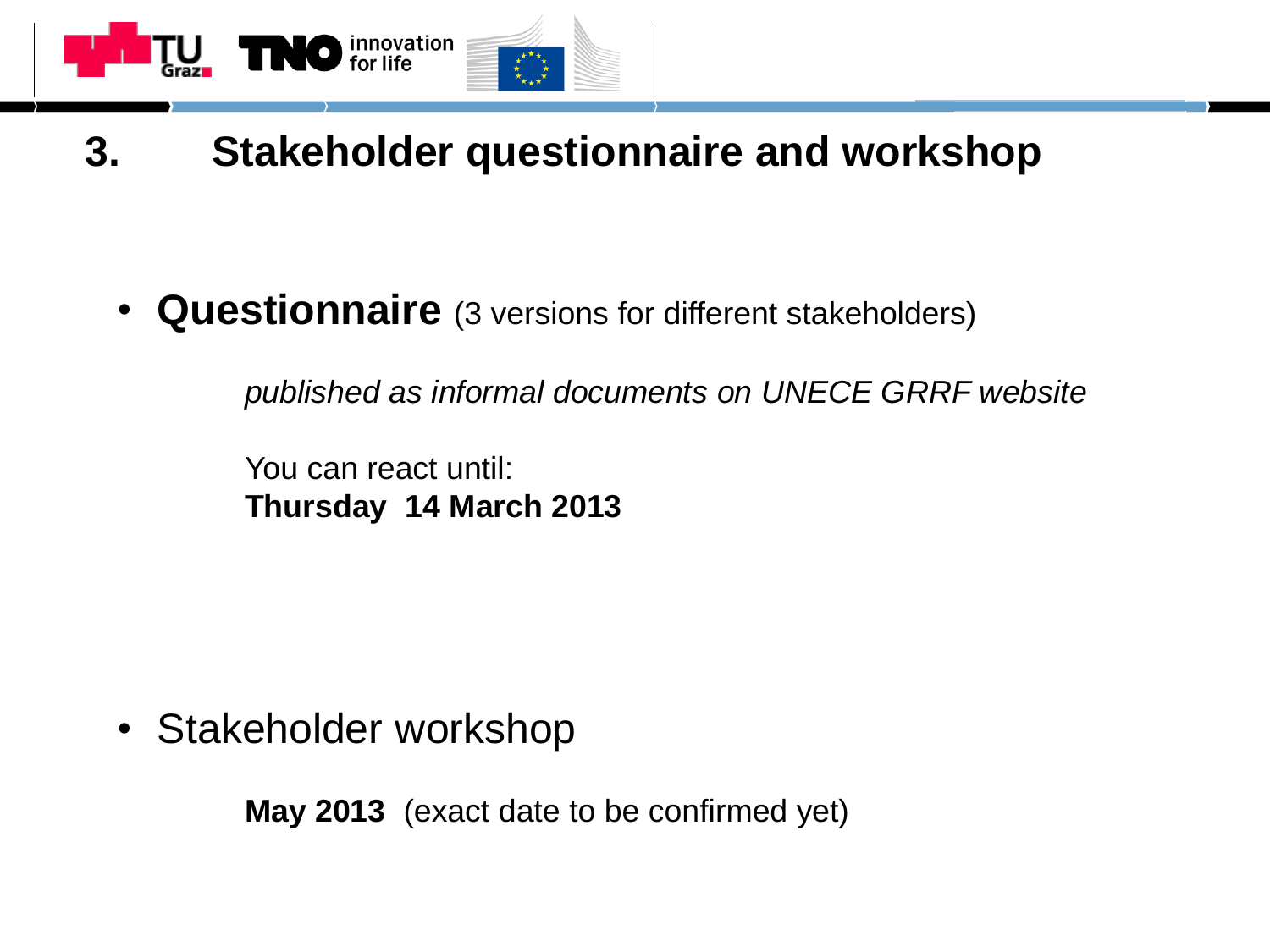# 3. Stakeholder questionnaire and workshop

- **Questionnaire** (3 versions for different stakeholders)

  *published as informal documents on UNECE GRRF website*

  You can react until:
  **Thursday 14 March 2013**

- Stakeholder workshop

  **May 2013** (exact date to be confirmed yet)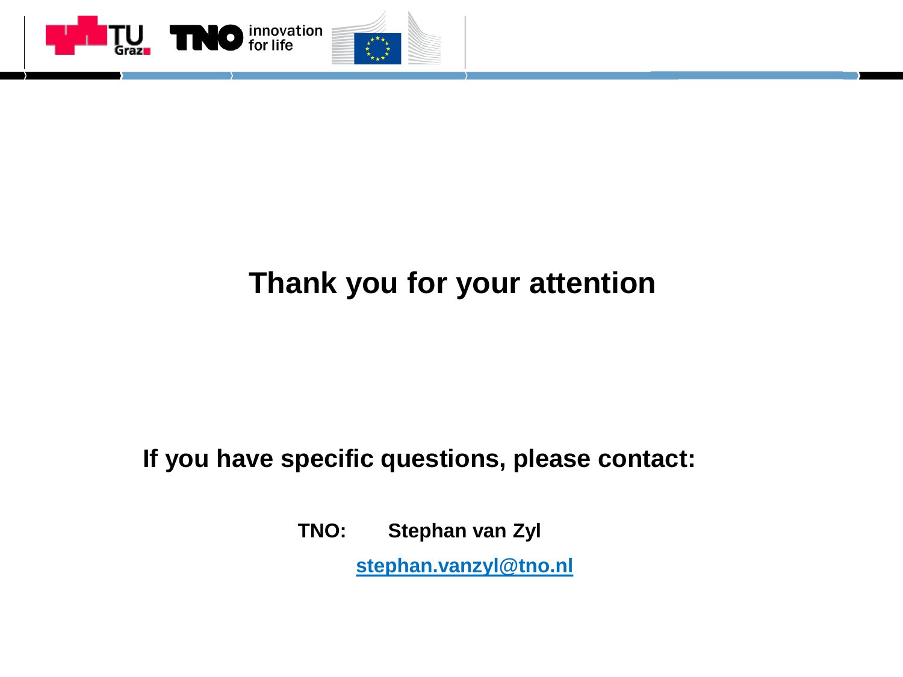# Thank you for your attention

**If you have specific questions, please contact:**

**TNO: Stephan van Zyl**

**stephan.vanzyl@tno.nl**